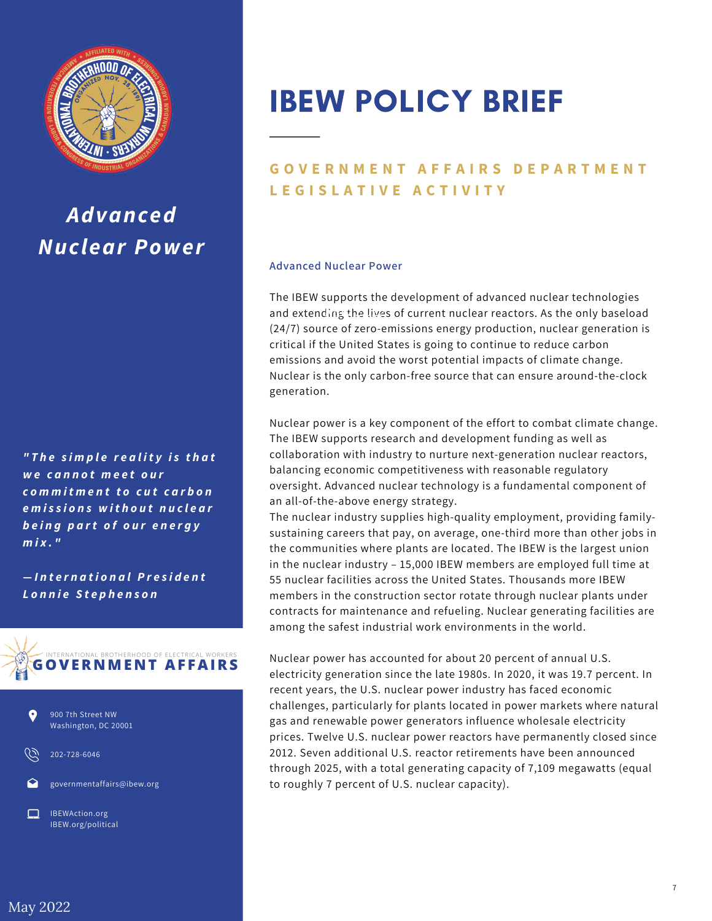# IBEW POLICY BRIEF

## GOVERNMENT AFFAIRS DEPARTMENT LEGISLATIVE ACTIVITY

## *Advanced Nuclear Power*

*"The simple reality is that we cannot meet our commitment to cut carbon emissions without nuclear being part of our energy mix."*

*—International President Lonnie Stephenson*

INTERNATIONAL BROTHERHOOD OF ELECTRICAL WORKERS
**GOVERNMENT AFFAIRS**

900 7th Street NW
Washington, DC 20001

202-728-6046

governmentaffairs@ibew.org

IBEWAction.org
IBEW.org/political

May 2022

### Advanced Nuclear Power

The IBEW supports the development of advanced nuclear technologies and extending the lives of current nuclear reactors. As the only baseload (24/7) source of zero-emissions energy production, nuclear generation is critical if the United States is going to continue to reduce carbon emissions and avoid the worst potential impacts of climate change. Nuclear is the only carbon-free source that can ensure around-the-clock generation.

Nuclear power is a key component of the effort to combat climate change. The IBEW supports research and development funding as well as collaboration with industry to nurture next-generation nuclear reactors, balancing economic competitiveness with reasonable regulatory oversight. Advanced nuclear technology is a fundamental component of an all-of-the-above energy strategy.

The nuclear industry supplies high-quality employment, providing family-sustaining careers that pay, on average, one-third more than other jobs in the communities where plants are located. The IBEW is the largest union in the nuclear industry – 15,000 IBEW members are employed full time at 55 nuclear facilities across the United States. Thousands more IBEW members in the construction sector rotate through nuclear plants under contracts for maintenance and refueling. Nuclear generating facilities are among the safest industrial work environments in the world.

Nuclear power has accounted for about 20 percent of annual U.S. electricity generation since the late 1980s. In 2020, it was 19.7 percent. In recent years, the U.S. nuclear power industry has faced economic challenges, particularly for plants located in power markets where natural gas and renewable power generators influence wholesale electricity prices. Twelve U.S. nuclear power reactors have permanently closed since 2012. Seven additional U.S. reactor retirements have been announced through 2025, with a total generating capacity of 7,109 megawatts (equal to roughly 7 percent of U.S. nuclear capacity).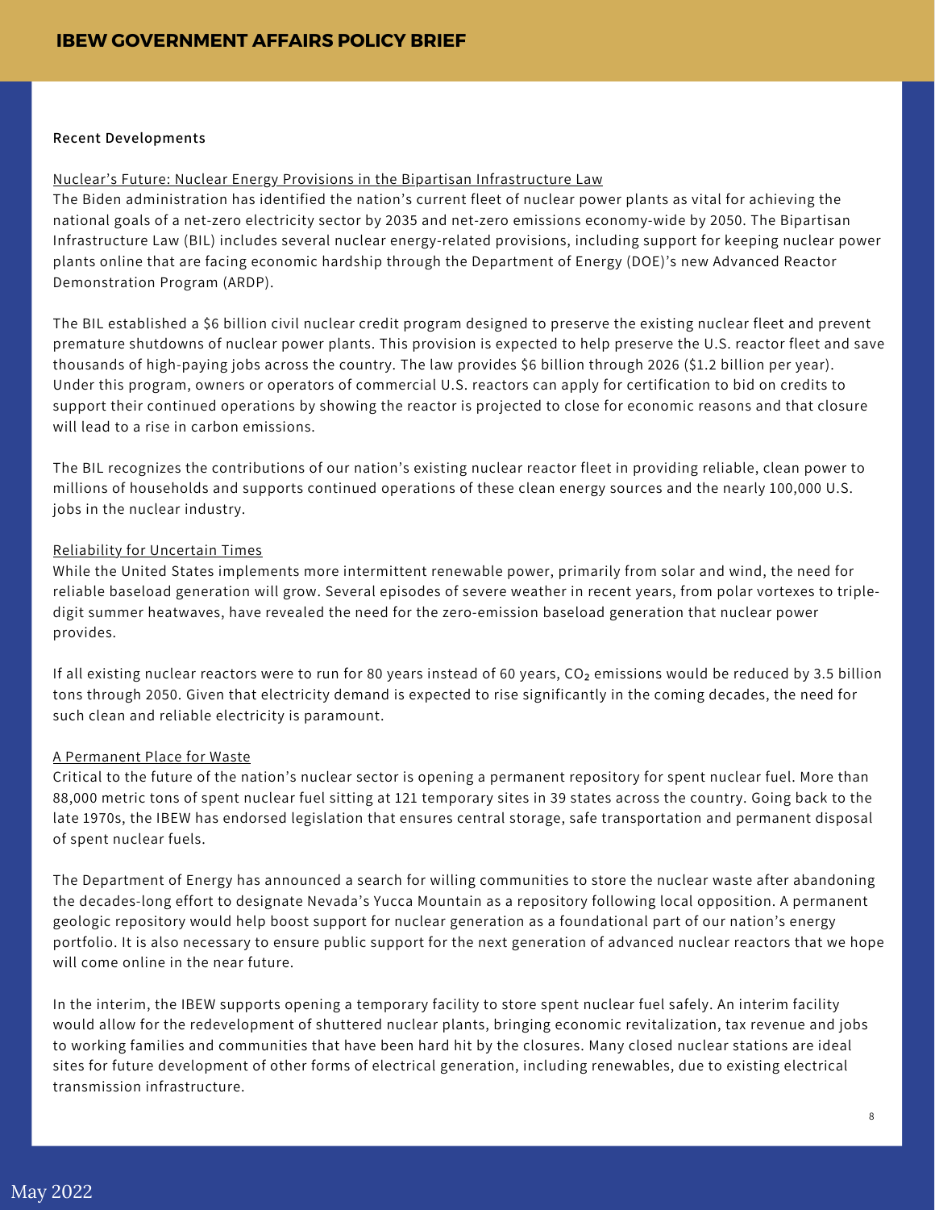### Recent Developments

#### Nuclear's Future: Nuclear Energy Provisions in the Bipartisan Infrastructure Law

The Biden administration has identified the nation's current fleet of nuclear power plants as vital for achieving the national goals of a net-zero electricity sector by 2035 and net-zero emissions economy-wide by 2050. The Bipartisan Infrastructure Law (BIL) includes several nuclear energy-related provisions, including support for keeping nuclear power plants online that are facing economic hardship through the Department of Energy (DOE)'s new Advanced Reactor Demonstration Program (ARDP).

The BIL established a $6 billion civil nuclear credit program designed to preserve the existing nuclear fleet and prevent premature shutdowns of nuclear power plants. This provision is expected to help preserve the U.S. reactor fleet and save thousands of high-paying jobs across the country. The law provides $6 billion through 2026 ($1.2 billion per year). Under this program, owners or operators of commercial U.S. reactors can apply for certification to bid on credits to support their continued operations by showing the reactor is projected to close for economic reasons and that closure will lead to a rise in carbon emissions.

The BIL recognizes the contributions of our nation's existing nuclear reactor fleet in providing reliable, clean power to millions of households and supports continued operations of these clean energy sources and the nearly 100,000 U.S. jobs in the nuclear industry.

#### Reliability for Uncertain Times

While the United States implements more intermittent renewable power, primarily from solar and wind, the need for reliable baseload generation will grow. Several episodes of severe weather in recent years, from polar vortexes to triple-digit summer heatwaves, have revealed the need for the zero-emission baseload generation that nuclear power provides.

If all existing nuclear reactors were to run for 80 years instead of 60 years, $CO_2$ emissions would be reduced by 3.5 billion tons through 2050. Given that electricity demand is expected to rise significantly in the coming decades, the need for such clean and reliable electricity is paramount.

#### A Permanent Place for Waste

Critical to the future of the nation's nuclear sector is opening a permanent repository for spent nuclear fuel. More than 88,000 metric tons of spent nuclear fuel sitting at 121 temporary sites in 39 states across the country. Going back to the late 1970s, the IBEW has endorsed legislation that ensures central storage, safe transportation and permanent disposal of spent nuclear fuels.

The Department of Energy has announced a search for willing communities to store the nuclear waste after abandoning the decades-long effort to designate Nevada's Yucca Mountain as a repository following local opposition. A permanent geologic repository would help boost support for nuclear generation as a foundational part of our nation's energy portfolio. It is also necessary to ensure public support for the next generation of advanced nuclear reactors that we hope will come online in the near future.

In the interim, the IBEW supports opening a temporary facility to store spent nuclear fuel safely. An interim facility would allow for the redevelopment of shuttered nuclear plants, bringing economic revitalization, tax revenue and jobs to working families and communities that have been hard hit by the closures. Many closed nuclear stations are ideal sites for future development of other forms of electrical generation, including renewables, due to existing electrical transmission infrastructure.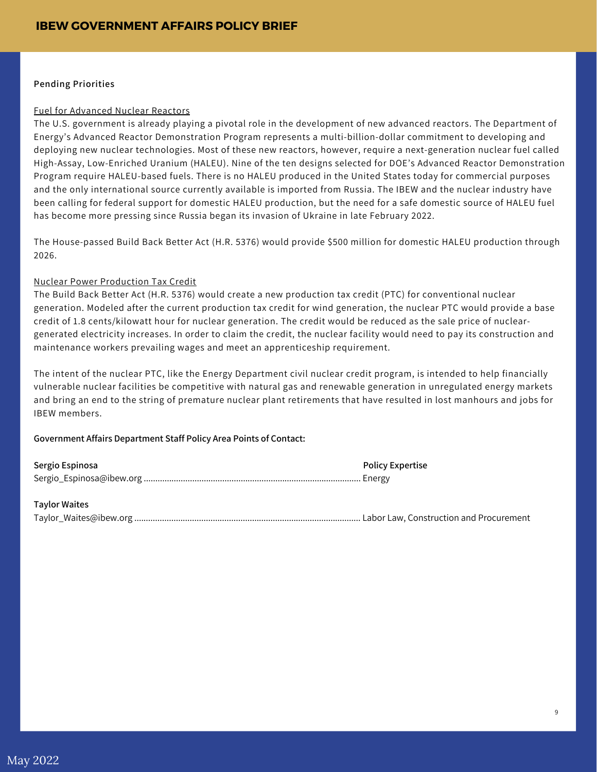## Pending Priorities

### Fuel for Advanced Nuclear Reactors

The U.S. government is already playing a pivotal role in the development of new advanced reactors. The Department of Energy's Advanced Reactor Demonstration Program represents a multi-billion-dollar commitment to developing and deploying new nuclear technologies. Most of these new reactors, however, require a next-generation nuclear fuel called High-Assay, Low-Enriched Uranium (HALEU). Nine of the ten designs selected for DOE's Advanced Reactor Demonstration Program require HALEU-based fuels. There is no HALEU produced in the United States today for commercial purposes and the only international source currently available is imported from Russia. The IBEW and the nuclear industry have been calling for federal support for domestic HALEU production, but the need for a safe domestic source of HALEU fuel has become more pressing since Russia began its invasion of Ukraine in late February 2022.

The House-passed Build Back Better Act (H.R. 5376) would provide $500 million for domestic HALEU production through 2026.

### Nuclear Power Production Tax Credit

The Build Back Better Act (H.R. 5376) would create a new production tax credit (PTC) for conventional nuclear generation. Modeled after the current production tax credit for wind generation, the nuclear PTC would provide a base credit of 1.8 cents/kilowatt hour for nuclear generation. The credit would be reduced as the sale price of nuclear-generated electricity increases. In order to claim the credit, the nuclear facility would need to pay its construction and maintenance workers prevailing wages and meet an apprenticeship requirement.

The intent of the nuclear PTC, like the Energy Department civil nuclear credit program, is intended to help financially vulnerable nuclear facilities be competitive with natural gas and renewable generation in unregulated energy markets and bring an end to the string of premature nuclear plant retirements that have resulted in lost manhours and jobs for IBEW members.

**Government Affairs Department Staff Policy Area Points of Contact:**

| Contact | Policy Expertise |
|---|---|
| **Sergio Espinosa**<br>Sergio_Espinosa@ibew.org | Energy |
| **Taylor Waites**<br>Taylor_Waites@ibew.org | Labor Law, Construction and Procurement |